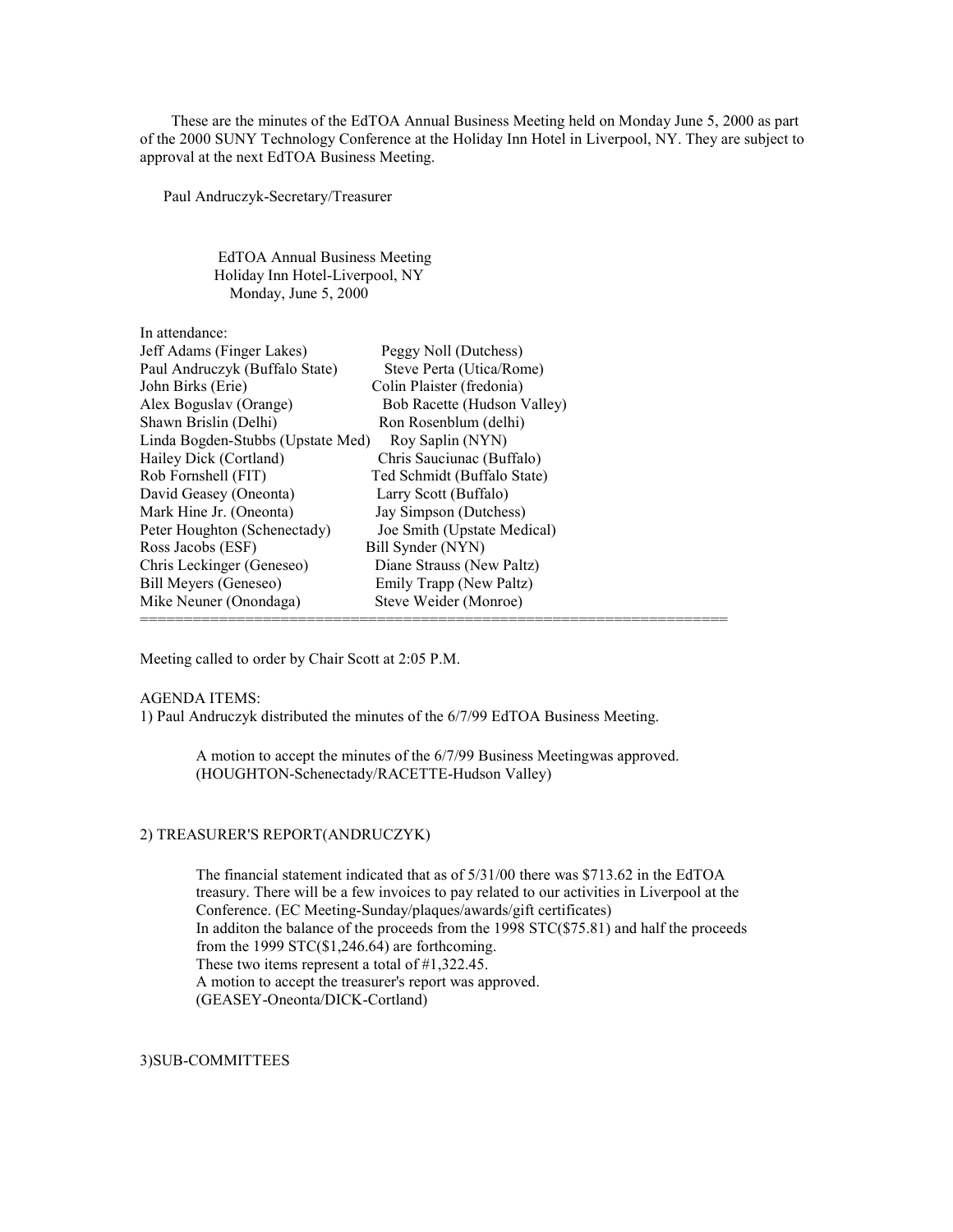These are the minutes of the EdTOA Annual Business Meeting held on Monday June 5, 2000 as part of the 2000 SUNY Technology Conference at the Holiday Inn Hotel in Liverpool, NY. They are subject to approval at the next EdTOA Business Meeting.

Paul Andruczyk-Secretary/Treasurer

EdTOA Annual Business Meeting
Holiday Inn Hotel-Liverpool, NY
Monday, June 5, 2000

In attendance:

| | |
|---|---|
| Jeff Adams (Finger Lakes) | Peggy Noll (Dutchess) |
| Paul Andruczyk (Buffalo State) | Steve Perta (Utica/Rome) |
| John Birks (Erie) | Colin Plaister (fredonia) |
| Alex Boguslav (Orange) | Bob Racette (Hudson Valley) |
| Shawn Brislin (Delhi) | Ron Rosenblum (delhi) |
| Linda Bogden-Stubbs (Upstate Med) | Roy Saplin (NYN) |
| Hailey Dick (Cortland) | Chris Sauciunac (Buffalo) |
| Rob Fornshell (FIT) | Ted Schmidt (Buffalo State) |
| David Geasey (Oneonta) | Larry Scott (Buffalo) |
| Mark Hine Jr. (Oneonta) | Jay Simpson (Dutchess) |
| Peter Houghton (Schenectady) | Joe Smith (Upstate Medical) |
| Ross Jacobs (ESF) | Bill Synder (NYN) |
| Chris Leckinger (Geneseo) | Diane Strauss (New Paltz) |
| Bill Meyers (Geneseo) | Emily Trapp (New Paltz) |
| Mike Neuner (Onondaga) | Steve Weider (Monroe) |

===================================================================

Meeting called to order by Chair Scott at 2:05 P.M.

AGENDA ITEMS:

1) Paul Andruczyk distributed the minutes of the 6/7/99 EdTOA Business Meeting.

A motion to accept the minutes of the 6/7/99 Business Meetingwas approved.
(HOUGHTON-Schenectady/RACETTE-Hudson Valley)

2) TREASURER'S REPORT(ANDRUCZYK)

The financial statement indicated that as of 5/31/00 there was $713.62 in the EdTOA treasury. There will be a few invoices to pay related to our activities in Liverpool at the Conference. (EC Meeting-Sunday/plaques/awards/gift certificates)
In additon the balance of the proceeds from the 1998 STC($75.81) and half the proceeds from the 1999 STC($1,246.64) are forthcoming.
These two items represent a total of #1,322.45.
A motion to accept the treasurer's report was approved.
(GEASEY-Oneonta/DICK-Cortland)

3)SUB-COMMITTEES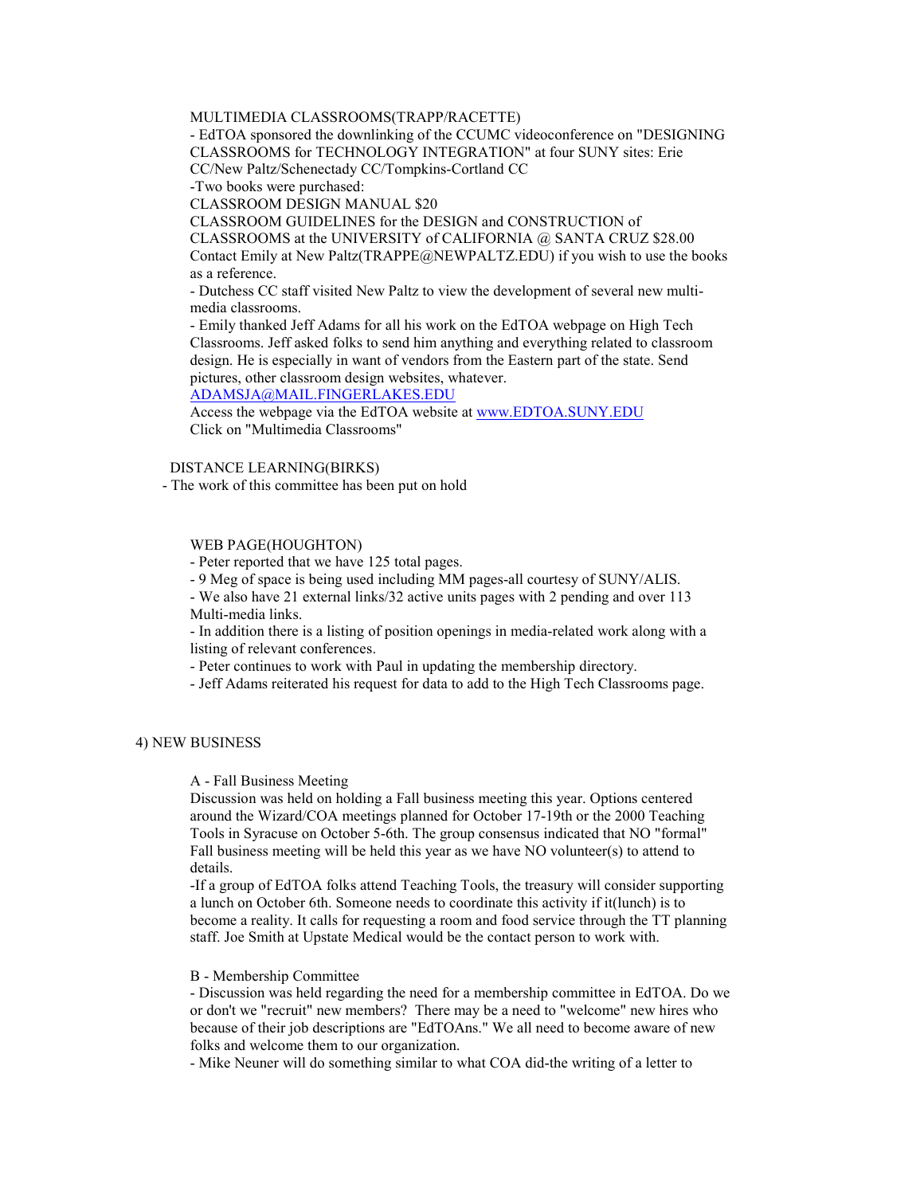MULTIMEDIA CLASSROOMS(TRAPP/RACETTE)

- EdTOA sponsored the downlinking of the CCUMC videoconference on "DESIGNING CLASSROOMS for TECHNOLOGY INTEGRATION" at four SUNY sites: Erie CC/New Paltz/Schenectady CC/Tompkins-Cortland CC

-Two books were purchased:

CLASSROOM DESIGN MANUAL $20

CLASSROOM GUIDELINES for the DESIGN and CONSTRUCTION of CLASSROOMS at the UNIVERSITY of CALIFORNIA @ SANTA CRUZ $28.00

Contact Emily at New Paltz(TRAPPE@NEWPALTZ.EDU) if you wish to use the books as a reference.

- Dutchess CC staff visited New Paltz to view the development of several new multi-media classrooms.

- Emily thanked Jeff Adams for all his work on the EdTOA webpage on High Tech Classrooms. Jeff asked folks to send him anything and everything related to classroom design. He is especially in want of vendors from the Eastern part of the state. Send pictures, other classroom design websites, whatever.

ADAMSJA@MAIL.FINGERLAKES.EDU

Access the webpage via the EdTOA website at www.EDTOA.SUNY.EDU

Click on "Multimedia Classrooms"

DISTANCE LEARNING(BIRKS)

- The work of this committee has been put on hold

WEB PAGE(HOUGHTON)

- Peter reported that we have 125 total pages.
- 9 Meg of space is being used including MM pages-all courtesy of SUNY/ALIS.
- We also have 21 external links/32 active units pages with 2 pending and over 113 Multi-media links.
- In addition there is a listing of position openings in media-related work along with a listing of relevant conferences.
- Peter continues to work with Paul in updating the membership directory.
- Jeff Adams reiterated his request for data to add to the High Tech Classrooms page.

4) NEW BUSINESS

A - Fall Business Meeting

Discussion was held on holding a Fall business meeting this year. Options centered around the Wizard/COA meetings planned for October 17-19th or the 2000 Teaching Tools in Syracuse on October 5-6th. The group consensus indicated that NO "formal" Fall business meeting will be held this year as we have NO volunteer(s) to attend to details.

-If a group of EdTOA folks attend Teaching Tools, the treasury will consider supporting a lunch on October 6th. Someone needs to coordinate this activity if it(lunch) is to become a reality. It calls for requesting a room and food service through the TT planning staff. Joe Smith at Upstate Medical would be the contact person to work with.

B - Membership Committee

- Discussion was held regarding the need for a membership committee in EdTOA. Do we or don't we "recruit" new members? There may be a need to "welcome" new hires who because of their job descriptions are "EdTOAns." We all need to become aware of new folks and welcome them to our organization.

- Mike Neuner will do something similar to what COA did-the writing of a letter to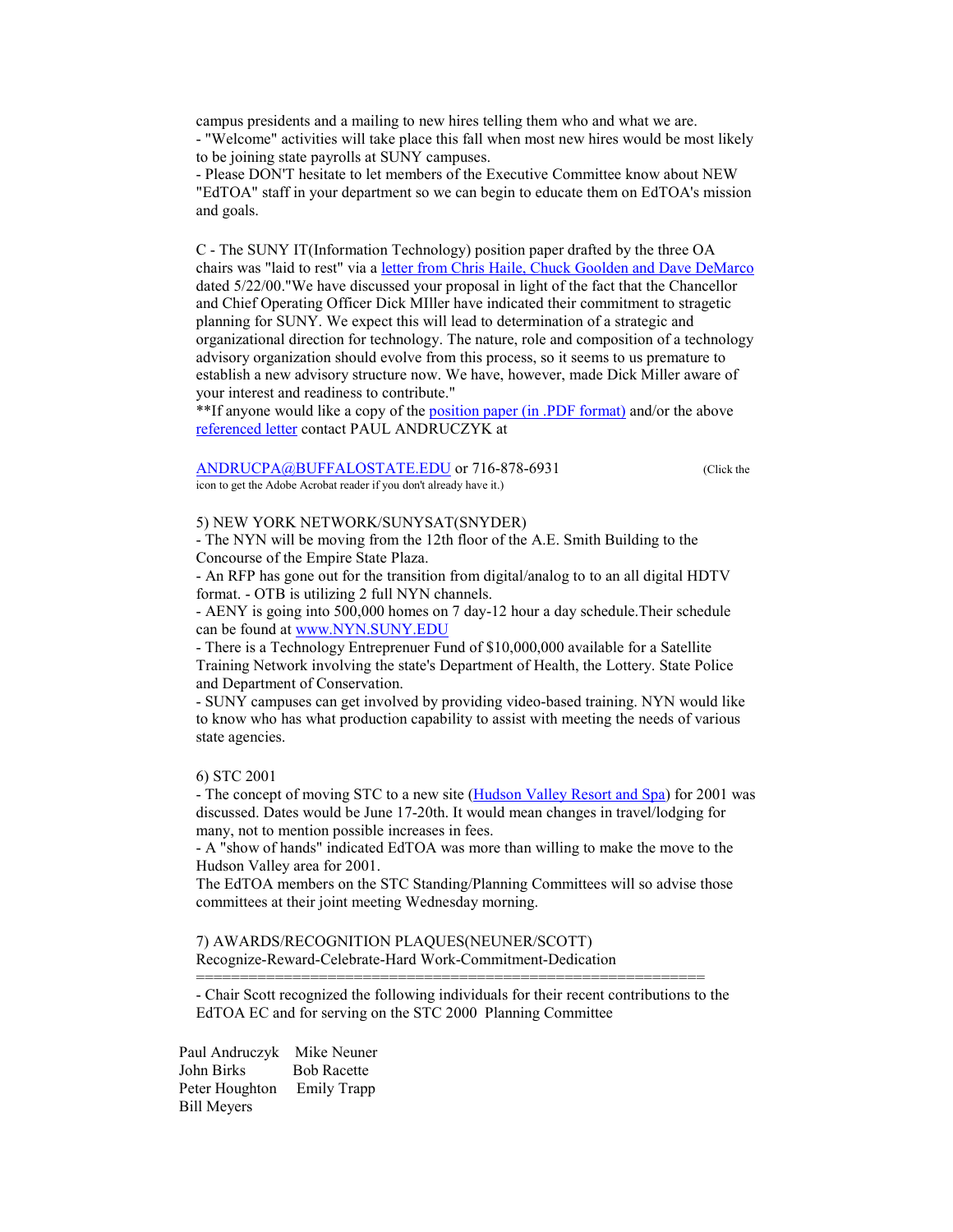campus presidents and a mailing to new hires telling them who and what we are.
- "Welcome" activities will take place this fall when most new hires would be most likely to be joining state payrolls at SUNY campuses.
- Please DON'T hesitate to let members of the Executive Committee know about NEW "EdTOA" staff in your department so we can begin to educate them on EdTOA's mission and goals.

C - The SUNY IT(Information Technology) position paper drafted by the three OA chairs was "laid to rest" via a letter from Chris Haile, Chuck Goolden and Dave DeMarco dated 5/22/00."We have discussed your proposal in light of the fact that the Chancellor and Chief Operating Officer Dick MIller have indicated their commitment to stragetic planning for SUNY. We expect this will lead to determination of a strategic and organizational direction for technology. The nature, role and composition of a technology advisory organization should evolve from this process, so it seems to us premature to establish a new advisory structure now. We have, however, made Dick Miller aware of your interest and readiness to contribute."
**If anyone would like a copy of the position paper (in .PDF format) and/or the above referenced letter contact PAUL ANDRUCZYK at

ANDRUCPA@BUFFALOSTATE.EDU or 716-878-6931 (Click the icon to get the Adobe Acrobat reader if you don't already have it.)

5) NEW YORK NETWORK/SUNYSAT(SNYDER)
- The NYN will be moving from the 12th floor of the A.E. Smith Building to the Concourse of the Empire State Plaza.
- An RFP has gone out for the transition from digital/analog to to an all digital HDTV format. - OTB is utilizing 2 full NYN channels.
- AENY is going into 500,000 homes on 7 day-12 hour a day schedule.Their schedule can be found at www.NYN.SUNY.EDU
- There is a Technology Entreprenuer Fund of $10,000,000 available for a Satellite Training Network involving the state's Department of Health, the Lottery. State Police and Department of Conservation.
- SUNY campuses can get involved by providing video-based training. NYN would like to know who has what production capability to assist with meeting the needs of various state agencies.

6) STC 2001
- The concept of moving STC to a new site (Hudson Valley Resort and Spa) for 2001 was discussed. Dates would be June 17-20th. It would mean changes in travel/lodging for many, not to mention possible increases in fees.
- A "show of hands" indicated EdTOA was more than willing to make the move to the Hudson Valley area for 2001.
The EdTOA members on the STC Standing/Planning Committees will so advise those committees at their joint meeting Wednesday morning.

7) AWARDS/RECOGNITION PLAQUES(NEUNER/SCOTT)
Recognize-Reward-Celebrate-Hard Work-Commitment-Dedication
============================================================
- Chair Scott recognized the following individuals for their recent contributions to the EdTOA EC and for serving on the STC 2000 Planning Committee

Paul Andruczyk Mike Neuner
John Birks Bob Racette
Peter Houghton Emily Trapp
Bill Meyers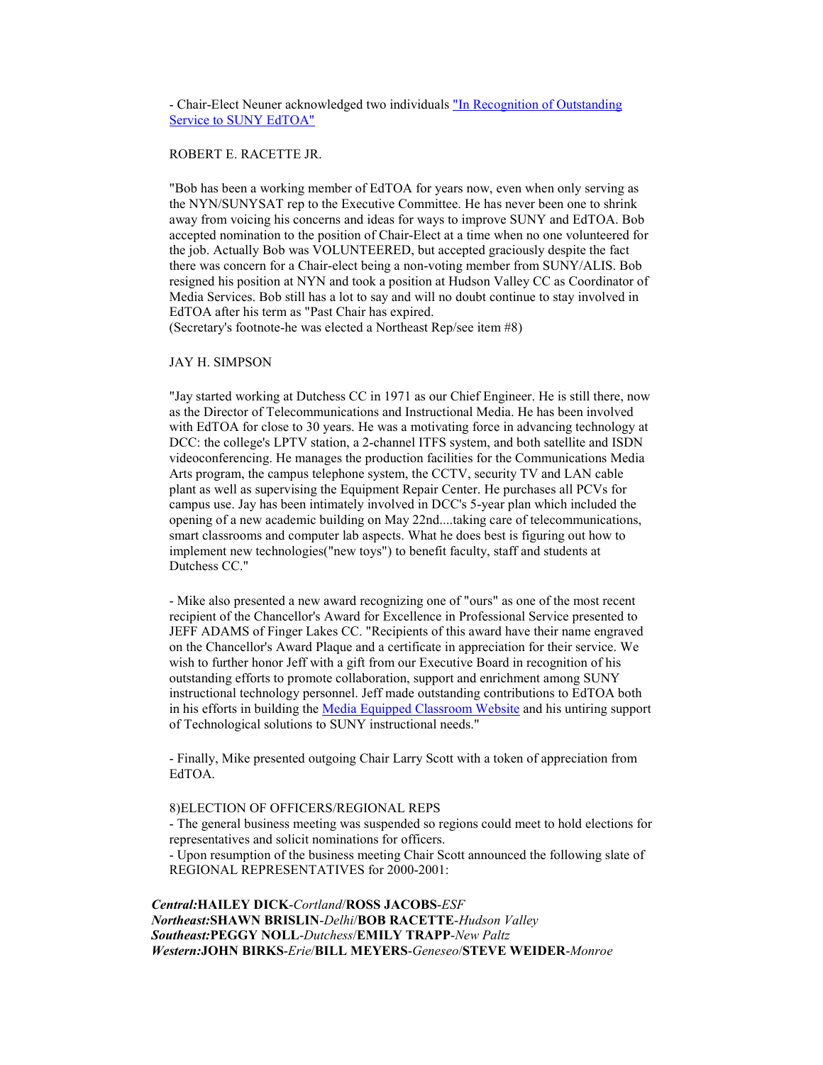- Chair-Elect Neuner acknowledged two individuals "In Recognition of Outstanding Service to SUNY EdTOA"

ROBERT E. RACETTE JR.

"Bob has been a working member of EdTOA for years now, even when only serving as the NYN/SUNYSAT rep to the Executive Committee. He has never been one to shrink away from voicing his concerns and ideas for ways to improve SUNY and EdTOA. Bob accepted nomination to the position of Chair-Elect at a time when no one volunteered for the job. Actually Bob was VOLUNTEERED, but accepted graciously despite the fact there was concern for a Chair-elect being a non-voting member from SUNY/ALIS. Bob resigned his position at NYN and took a position at Hudson Valley CC as Coordinator of Media Services. Bob still has a lot to say and will no doubt continue to stay involved in EdTOA after his term as "Past Chair has expired.
(Secretary's footnote-he was elected a Northeast Rep/see item #8)

JAY H. SIMPSON

"Jay started working at Dutchess CC in 1971 as our Chief Engineer. He is still there, now as the Director of Telecommunications and Instructional Media. He has been involved with EdTOA for close to 30 years. He was a motivating force in advancing technology at DCC: the college's LPTV station, a 2-channel ITFS system, and both satellite and ISDN videoconferencing. He manages the production facilities for the Communications Media Arts program, the campus telephone system, the CCTV, security TV and LAN cable plant as well as supervising the Equipment Repair Center. He purchases all PCVs for campus use. Jay has been intimately involved in DCC's 5-year plan which included the opening of a new academic building on May 22nd....taking care of telecommunications, smart classrooms and computer lab aspects. What he does best is figuring out how to implement new technologies("new toys") to benefit faculty, staff and students at Dutchess CC."

- Mike also presented a new award recognizing one of "ours" as one of the most recent recipient of the Chancellor's Award for Excellence in Professional Service presented to JEFF ADAMS of Finger Lakes CC. "Recipients of this award have their name engraved on the Chancellor's Award Plaque and a certificate in appreciation for their service. We wish to further honor Jeff with a gift from our Executive Board in recognition of his outstanding efforts to promote collaboration, support and enrichment among SUNY instructional technology personnel. Jeff made outstanding contributions to EdTOA both in his efforts in building the Media Equipped Classroom Website and his untiring support of Technological solutions to SUNY instructional needs."

- Finally, Mike presented outgoing Chair Larry Scott with a token of appreciation from EdTOA.

8)ELECTION OF OFFICERS/REGIONAL REPS
- The general business meeting was suspended so regions could meet to hold elections for representatives and solicit nominations for officers.
- Upon resumption of the business meeting Chair Scott announced the following slate of REGIONAL REPRESENTATIVES for 2000-2001:

***Central:*** **HAILEY DICK**-*Cortland*/**ROSS JACOBS**-*ESF*
***Northeast:*** **SHAWN BRISLIN**-*Delhi*/**BOB RACETTE**-*Hudson Valley*
***Southeast:*** **PEGGY NOLL**-*Dutchess*/**EMILY TRAPP**-*New Paltz*
***Western:*** **JOHN BIRKS**-*Erie*/**BILL MEYERS**-*Geneseo*/**STEVE WEIDER**-*Monroe*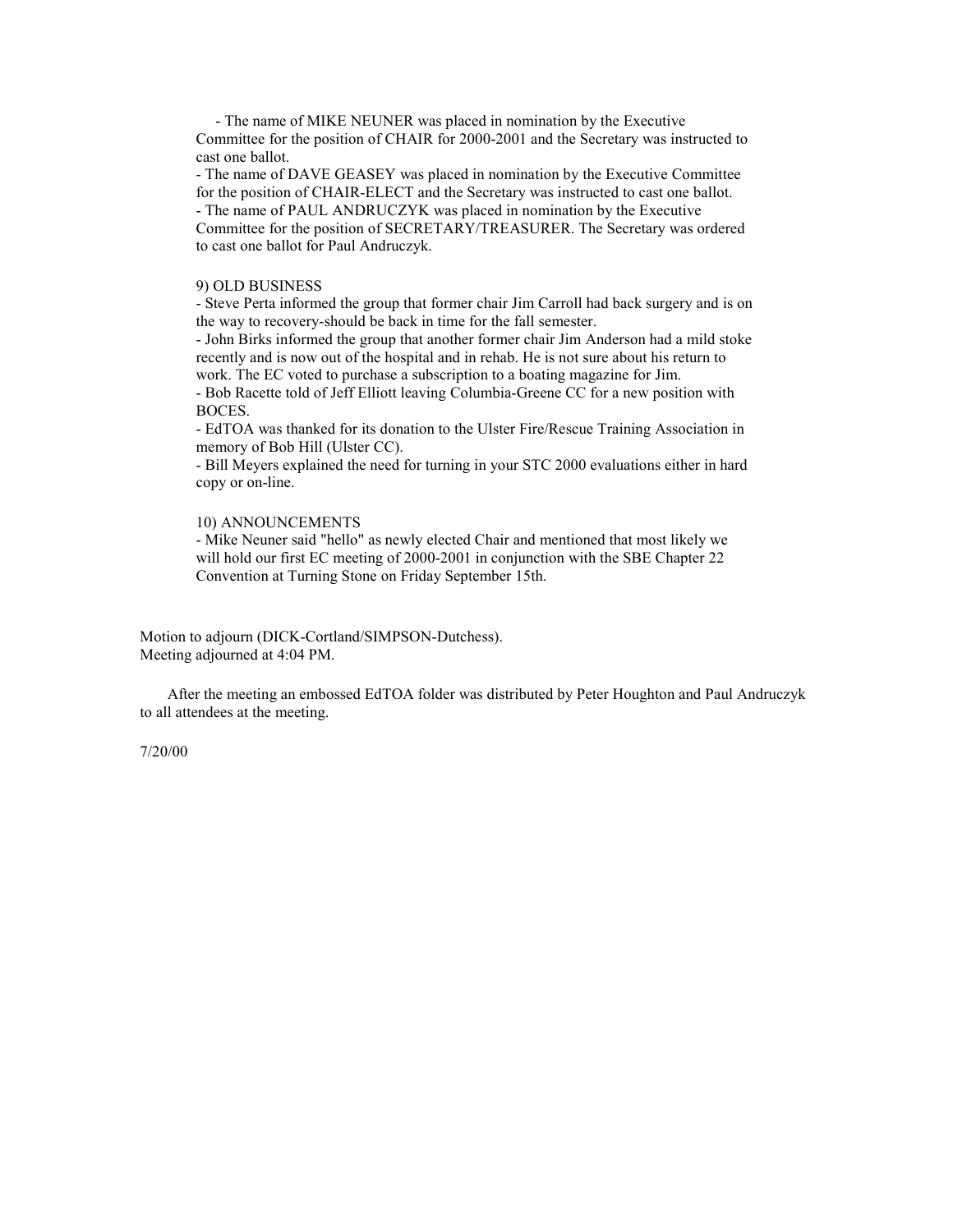- The name of MIKE NEUNER was placed in nomination by the Executive Committee for the position of CHAIR for 2000-2001 and the Secretary was instructed to cast one ballot.
- The name of DAVE GEASEY was placed in nomination by the Executive Committee for the position of CHAIR-ELECT and the Secretary was instructed to cast one ballot.
- The name of PAUL ANDRUCZYK was placed in nomination by the Executive Committee for the position of SECRETARY/TREASURER. The Secretary was ordered to cast one ballot for Paul Andruczyk.

9) OLD BUSINESS

- Steve Perta informed the group that former chair Jim Carroll had back surgery and is on the way to recovery-should be back in time for the fall semester.
- John Birks informed the group that another former chair Jim Anderson had a mild stoke recently and is now out of the hospital and in rehab. He is not sure about his return to work. The EC voted to purchase a subscription to a boating magazine for Jim.
- Bob Racette told of Jeff Elliott leaving Columbia-Greene CC for a new position with BOCES.
- EdTOA was thanked for its donation to the Ulster Fire/Rescue Training Association in memory of Bob Hill (Ulster CC).
- Bill Meyers explained the need for turning in your STC 2000 evaluations either in hard copy or on-line.

10) ANNOUNCEMENTS

- Mike Neuner said "hello" as newly elected Chair and mentioned that most likely we will hold our first EC meeting of 2000-2001 in conjunction with the SBE Chapter 22 Convention at Turning Stone on Friday September 15th.

Motion to adjourn (DICK-Cortland/SIMPSON-Dutchess).
Meeting adjourned at 4:04 PM.

After the meeting an embossed EdTOA folder was distributed by Peter Houghton and Paul Andruczyk to all attendees at the meeting.

7/20/00